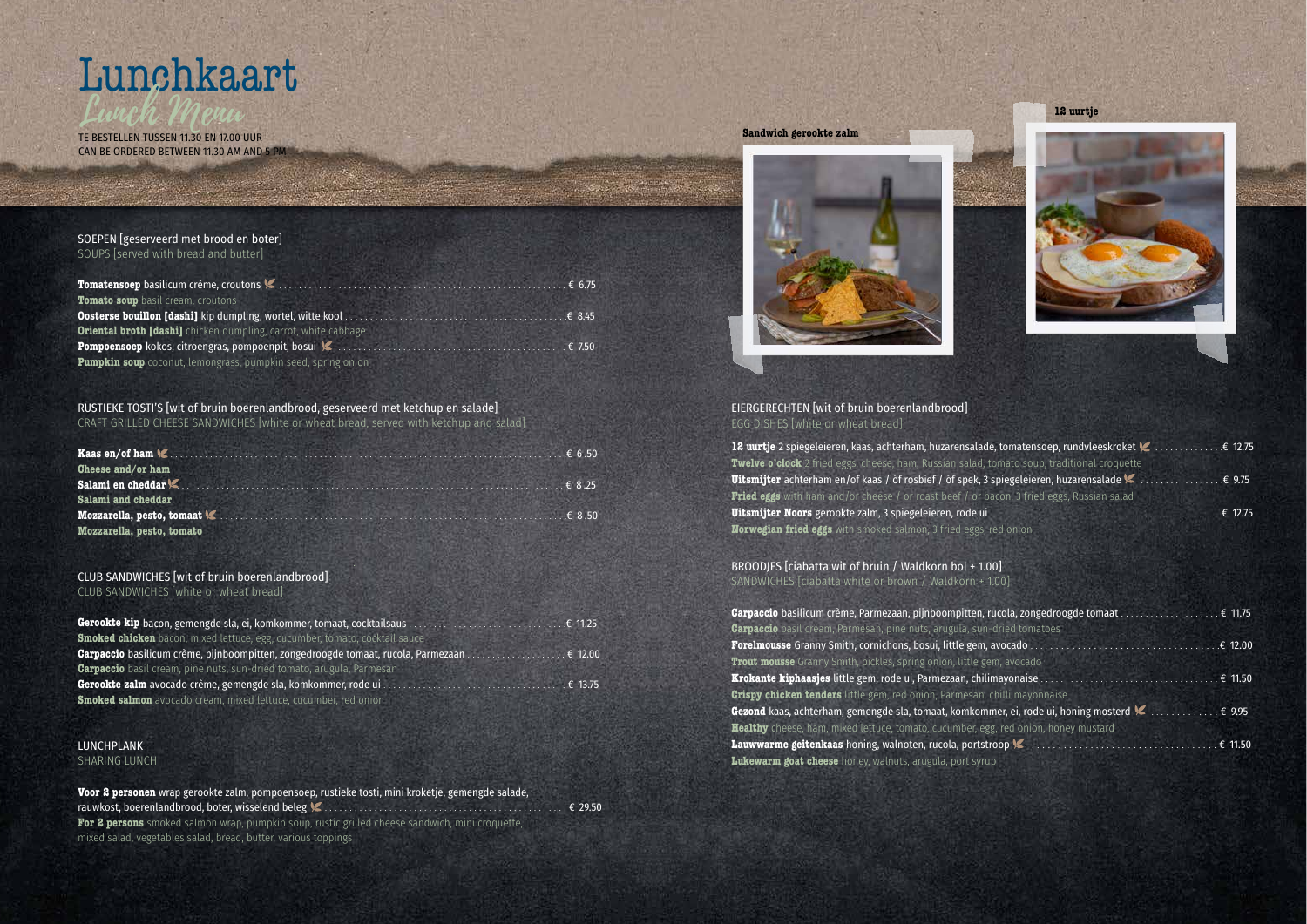# Lunchkaart

*Lunch Menu*

TE BESTELLEN TUSSEN 11.30 EN 17.00 UUR
CAN BE ORDERED BETWEEN 11.30 AM AND 5 PM

## SOEPEN [geserveerd met brood en boter]
SOUPS [served with bread and butter]

**Tomatensoep** basilicum crème, croutons ........ € 6.75
**Tomato soup** basil cream, croutons

**Oosterse bouillon [dashi]** kip dumpling, wortel, witte kool ........ € 8.45
**Oriental broth [dashi]** chicken dumpling, carrot, white cabbage

**Pompoensoep** kokos, citroengras, pompoenpit, bosui ........ € 7.50
**Pumpkin soup** coconut, lemongrass, pumpkin seed, spring onion

## RUSTIEKE TOSTI'S [wit of bruin boerenlandbrood, geserveerd met ketchup en salade]
CRAFT GRILLED CHEESE SANDWICHES [white or wheat bread, served with ketchup and salad]

**Kaas en/of ham** ........ € 6.50
**Cheese and/or ham**

**Salami en cheddar** ........ € 8.25
**Salami and cheddar**

**Mozzarella, pesto, tomaat** ........ € 8.50
**Mozzarella, pesto, tomato**

## CLUB SANDWICHES [wit of bruin boerenlandbrood]
CLUB SANDWICHES [white or wheat bread]

**Gerookte kip** bacon, gemengde sla, ei, komkommer, tomaat, cocktailsaus ........ € 11.25
**Smoked chicken** bacon, mixed lettuce, egg, cucumber, tomato, cocktail sauce

**Carpaccio** basilicum crème, pijnboompitten, zongedroogde tomaat, rucola, Parmezaan ........ € 12.00
**Carpaccio** basil cream, pine nuts, sun-dried tomato, arugula, Parmesan

**Gerookte zalm** avocado crème, gemengde sla, komkommer, rode ui ........ € 13.75
**Smoked salmon** avocado cream, mixed lettuce, cucumber, red onion

## LUNCHPLANK
SHARING LUNCH

**Voor 2 personen** wrap gerookte zalm, pompoensoep, rustieke tosti, mini kroketje, gemengde salade, rauwkost, boerenlandbrood, boter, wisselend beleg ........ € 29.50
**For 2 persons** smoked salmon wrap, pumpkin soup, rustic grilled cheese sandwich, mini croquette, mixed salad, vegetables salad, bread, butter, various toppings

Sandwich gerookte zalm

12 uurtje

## EIERGERECHTEN [wit of bruin boerenlandbrood]
EGG DISHES [white or wheat bread]

**12 uurtje** 2 spiegeleieren, kaas, achterham, huzarensalade, tomatensoep, rundvleeskroket ........ € 12.75
**Twelve o'clock** 2 fried eggs, cheese, ham, Russian salad, tomato soup, traditional croquette

**Uitsmijter** achterham en/of kaas / óf rosbief / óf spek, 3 spiegeleieren, huzarensalade ........ € 9.75
**Fried eggs** with ham and/or cheese / or roast beef / or bacon, 3 fried eggs, Russian salad

**Uitsmijter Noors** gerookte zalm, 3 spiegeleieren, rode ui ........ € 12.75
**Norwegian fried eggs** with smoked salmon, 3 fried eggs, red onion

## BROODJES [ciabatta wit of bruin / Waldkorn bol + 1.00]
SANDWICHES [ciabatta white or brown / Waldkorn + 1.00]

**Carpaccio** basilicum crème, Parmezaan, pijnboompitten, rucola, zongedroogde tomaat ........ € 11.75
**Carpaccio** basil cream, Parmesan, pine nuts, arugula, sun-dried tomatoes

**Forelmousse** Granny Smith, cornichons, bosui, little gem, avocado ........ € 12.00
**Trout mousse** Granny Smith, pickles, spring onion, little gem, avocado

**Krokante kiphaasjes** little gem, rode ui, Parmezaan, chilimayonaise ........ € 11.50
**Crispy chicken tenders** little gem, red onion, Parmesan, chilli mayonnaise

**Gezond** kaas, achterham, gemengde sla, tomaat, komkommer, ei, rode ui, honing mosterd ........ € 9.95
**Healthy** cheese, ham, mixed lettuce, tomato, cucumber, egg, red onion, honey mustard

**Lauwwarme geitenkaas** honing, walnoten, rucola, portstroop ........ € 11.50
**Lukewarm goat cheese** honey, walnuts, arugula, port syrup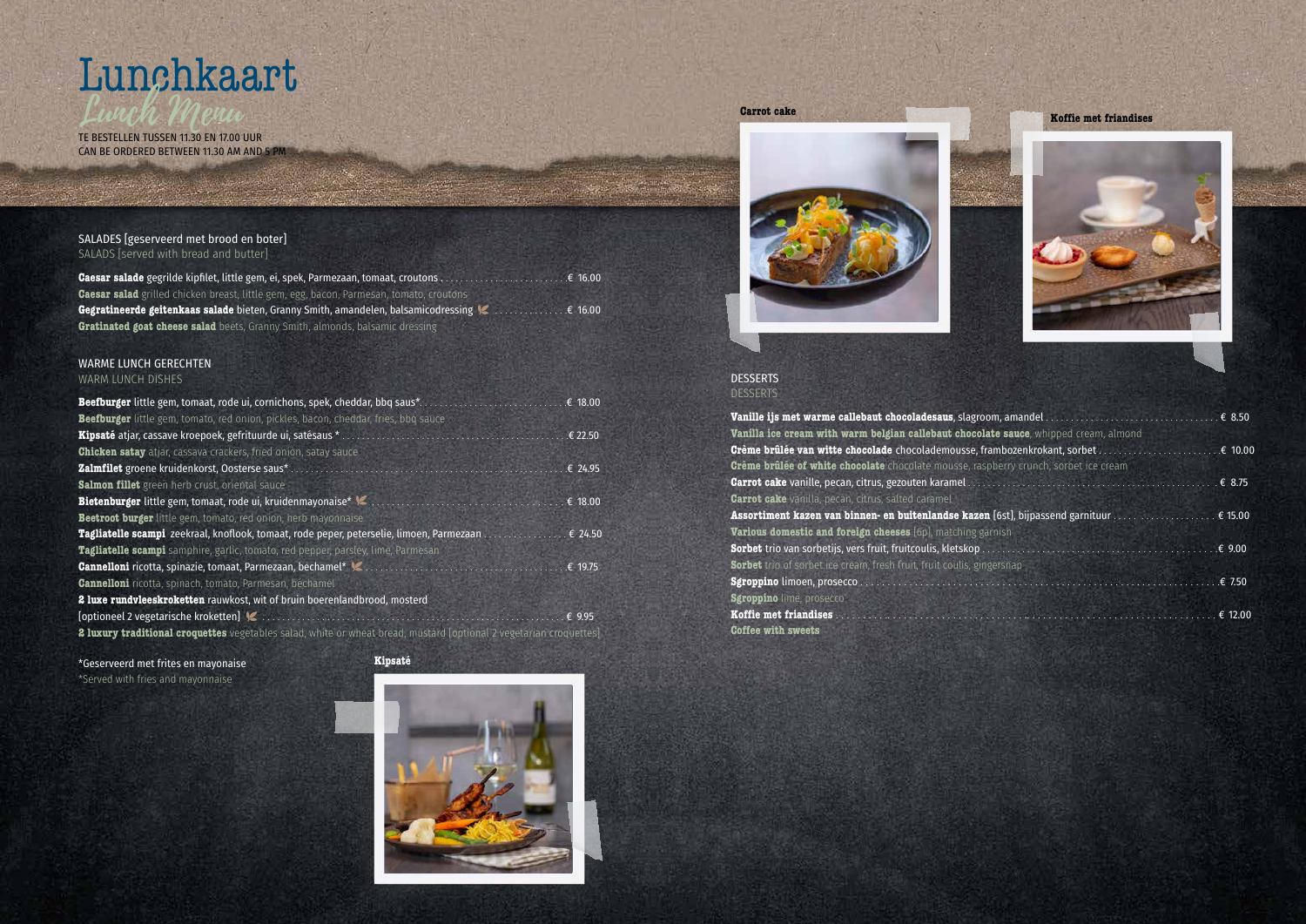# Lunchkaart

*Lunch Menu*

TE BESTELLEN TUSSEN 11.30 EN 17.00 UUR
CAN BE ORDERED BETWEEN 11.30 AM AND 5 PM

## SALADES [geserveerd met brood en boter]
SALADS [served with bread and butter]

**Caesar salade** gegrilde kipfilet, little gem, ei, spek, Parmezaan, tomaat, croutons ........ € 16.00
**Caesar salad** grilled chicken breast, little gem, egg, bacon, Parmesan, tomato, croutons

**Gegratineerde geitenkaas salade** bieten, Granny Smith, amandelen, balsamicodressing ........ € 16.00
**Gratinated goat cheese salad** beets, Granny Smith, almonds, balsamic dressing

## WARME LUNCH GERECHTEN
WARM LUNCH DISHES

**Beefburger** little gem, tomaat, rode ui, cornichons, spek, cheddar, bbq saus* ........ € 18.00
**Beefburger** little gem, tomato, red onion, pickles, bacon, cheddar, fries, bbq sauce

**Kipsaté** atjar, cassave kroepoek, gefrituurde ui, satésaus * ........ € 22.50
**Chicken satay** atjar, cassava crackers, fried onion, satay sauce

**Zalmfilet** groene kruidenkorst, Oosterse saus* ........ € 24.95
**Salmon fillet** green herb crust, oriental sauce

**Bietenburger** little gem, tomaat, rode ui, kruidenmayonaise* ........ € 18.00
**Beetroot burger** little gem, tomato, red onion, herb mayonnaise

**Tagliatelle scampi** zeekraal, knoflook, tomaat, rode peper, peterselie, limoen, Parmezaan ........ € 24.50
**Tagliatelle scampi** samphire, garlic, tomato, red pepper, parsley, lime, Parmesan

**Cannelloni** ricotta, spinazie, tomaat, Parmezaan, bechamel* ........ € 19.75
**Cannelloni** ricotta, spinach, tomato, Parmesan, bechamel

**2 luxe rundvleeskroketten** rauwkost, wit of bruin boerenlandbrood, mosterd
[optioneel 2 vegetarische kroketten] ........ € 9.95
**2 luxury traditional croquettes** vegetables salad, white or wheat bread, mustard [optional 2 vegetarian croquettes]

*Geserveerd met frites en mayonaise
*Served with fries and mayonnaise

**Kipsaté**

**Carrot cake**

**Koffie met friandises**

## DESSERTS
DESSERTS

**Vanille ijs met warme callebaut chocoladesaus**, slagroom, amandel ........ € 8.50
**Vanilla ice cream with warm belgian callebaut chocolate sauce**, whipped cream, almond

**Crème brûlée van witte chocolade** chocolademousse, frambozenkrokant, sorbet ........ € 10.00
**Crème brûlée of white chocolate** chocolate mousse, raspberry crunch, sorbet ice cream

**Carrot cake** vanille, pecan, citrus, gezouten karamel ........ € 8.75
**Carrot cake** vanilla, pecan, citrus, salted caramel

**Assortiment kazen van binnen- en buitenlandse kazen** [6st], bijpassend garnituur ........ € 15.00
**Various domestic and foreign cheeses** [6p], matching garnish

**Sorbet** trio van sorbetijs, vers fruit, fruitcoulis, kletskop ........ € 9.00
**Sorbet** trio of sorbet ice cream, fresh fruit, fruit coulis, gingersnap

**Sgroppino** limoen, prosecco ........ € 7.50
**Sgroppino** lime, prosecco

**Koffie met friandises** ........ € 12.00
**Coffee with sweets**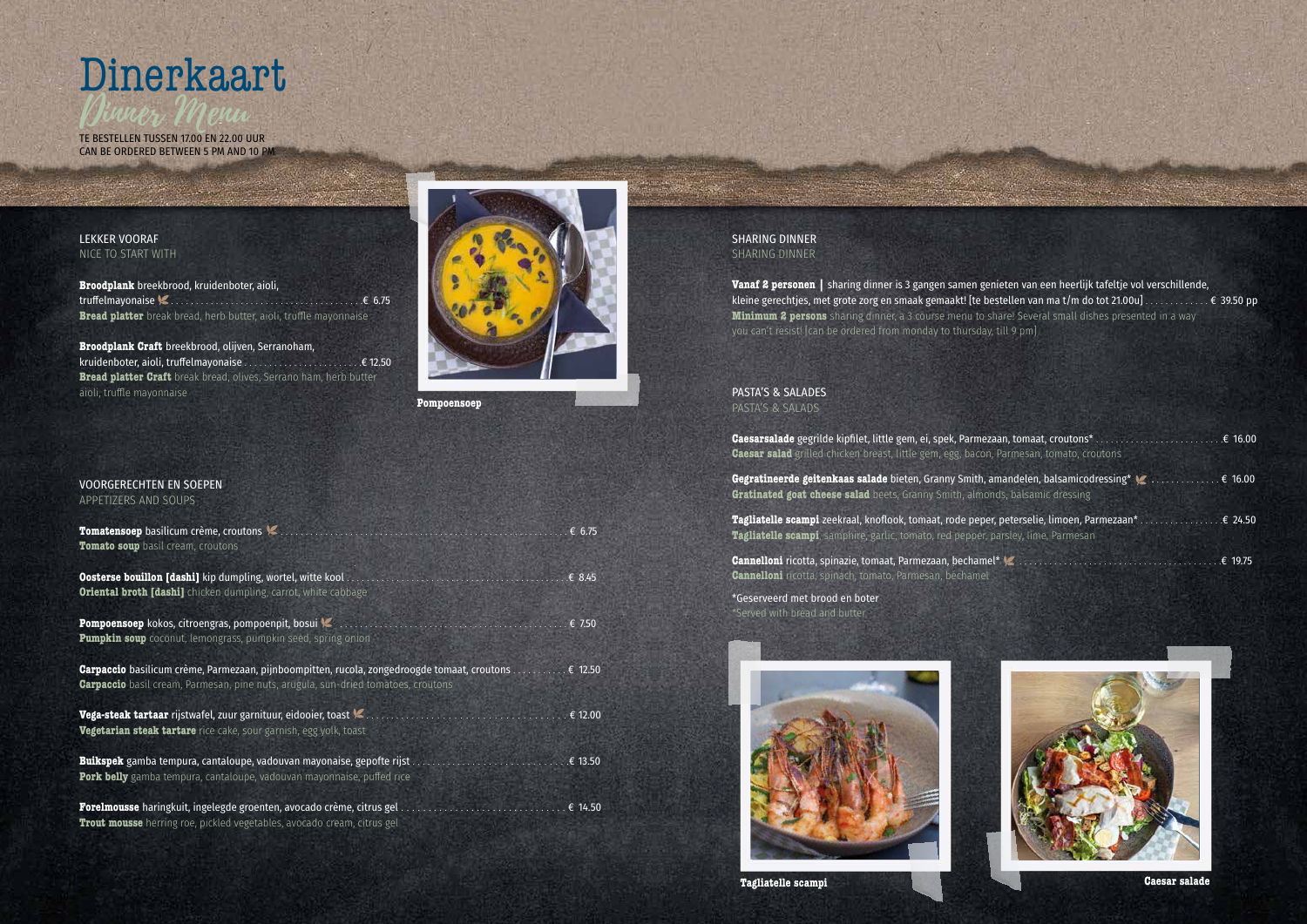# Dinerkaart

*Dinner Menu*

TE BESTELLEN TUSSEN 17.00 EN 22.00 UUR
CAN BE ORDERED BETWEEN 5 PM AND 10 PM

## LEKKER VOORAF
NICE TO START WITH

**Broodplank** breekbrood, kruidenboter, aioli, truffelmayonaise ........ € 6.75
**Bread platter** break bread, herb butter, aioli, truffle mayonnaise

**Broodplank Craft** breekbrood, olijven, Serranoham, kruidenboter, aioli, truffelmayonaise ........ € 12.50
**Bread platter Craft** break bread, olives, Serrano ham, herb butter aioli, truffle mayonnaise

**Pompoensoep**

## VOORGERECHTEN EN SOEPEN
APPETIZERS AND SOUPS

**Tomatensoep** basilicum crème, croutons ........ € 6.75
**Tomato soup** basil cream, croutons

**Oosterse bouillon [dashi]** kip dumpling, wortel, witte kool ........ € 8.45
**Oriental broth [dashi]** chicken dumpling, carrot, white cabbage

**Pompoensoep** kokos, citroengras, pompoenpit, bosui ........ € 7.50
**Pumpkin soup** coconut, lemongrass, pumpkin seed, spring onion

**Carpaccio** basilicum crème, Parmezaan, pijnboompitten, rucola, zongedroogde tomaat, croutons ........ € 12.50
**Carpaccio** basil cream, Parmesan, pine nuts, arugula, sun-dried tomatoes, croutons

**Vega-steak tartaar** rijstwafel, zuur garnituur, eidooier, toast ........ € 12.00
**Vegetarian steak tartare** rice cake, sour garnish, egg yolk, toast

**Buikspek** gamba tempura, cantaloupe, vadouvan mayonaise, gepofte rijst ........ € 13.50
**Pork belly** gamba tempura, cantaloupe, vadouvan mayonnaise, puffed rice

**Forelmousse** haringkuit, ingelegde groenten, avocado crème, citrus gel ........ € 14.50
**Trout mousse** herring roe, pickled vegetables, avocado cream, citrus gel

## SHARING DINNER
SHARING DINNER

**Vanaf 2 personen |** sharing dinner is 3 gangen samen genieten van een heerlijk tafeltje vol verschillende, kleine gerechtjes, met grote zorg en smaak gemaakt! [te bestellen van ma t/m do tot 21.00u] ........ € 39.50 pp
**Minimum 2 persons** sharing dinner, a 3 course menu to share! Several small dishes presented in a way you can't resist! [can be ordered from monday to thursday, till 9 pm]

## PASTA'S & SALADES
PASTA'S & SALADS

**Caesarsalade** gegrilde kipfilet, little gem, ei, spek, Parmezaan, tomaat, croutons* ........ € 16.00
**Caesar salad** grilled chicken breast, little gem, egg, bacon, Parmesan, tomato, croutons

**Gegratineerde geitenkaas salade** bieten, Granny Smith, amandelen, balsamicodressing* ........ € 16.00
**Gratinated goat cheese salad** beets, Granny Smith, almonds, balsamic dressing

**Tagliatelle scampi** zeekraal, knoflook, tomaat, rode peper, peterselie, limoen, Parmezaan* ........ € 24.50
**Tagliatelle scampi** samphire, garlic, tomato, red pepper, parsley, lime, Parmesan

**Cannelloni** ricotta, spinazie, tomaat, Parmezaan, bechamel* ........ € 19.75
**Cannelloni** ricotta, spinach, tomato, Parmesan, bechamel

*Geserveerd met brood en boter
*Served with bread and butter

**Tagliatelle scampi**

**Caesar salade**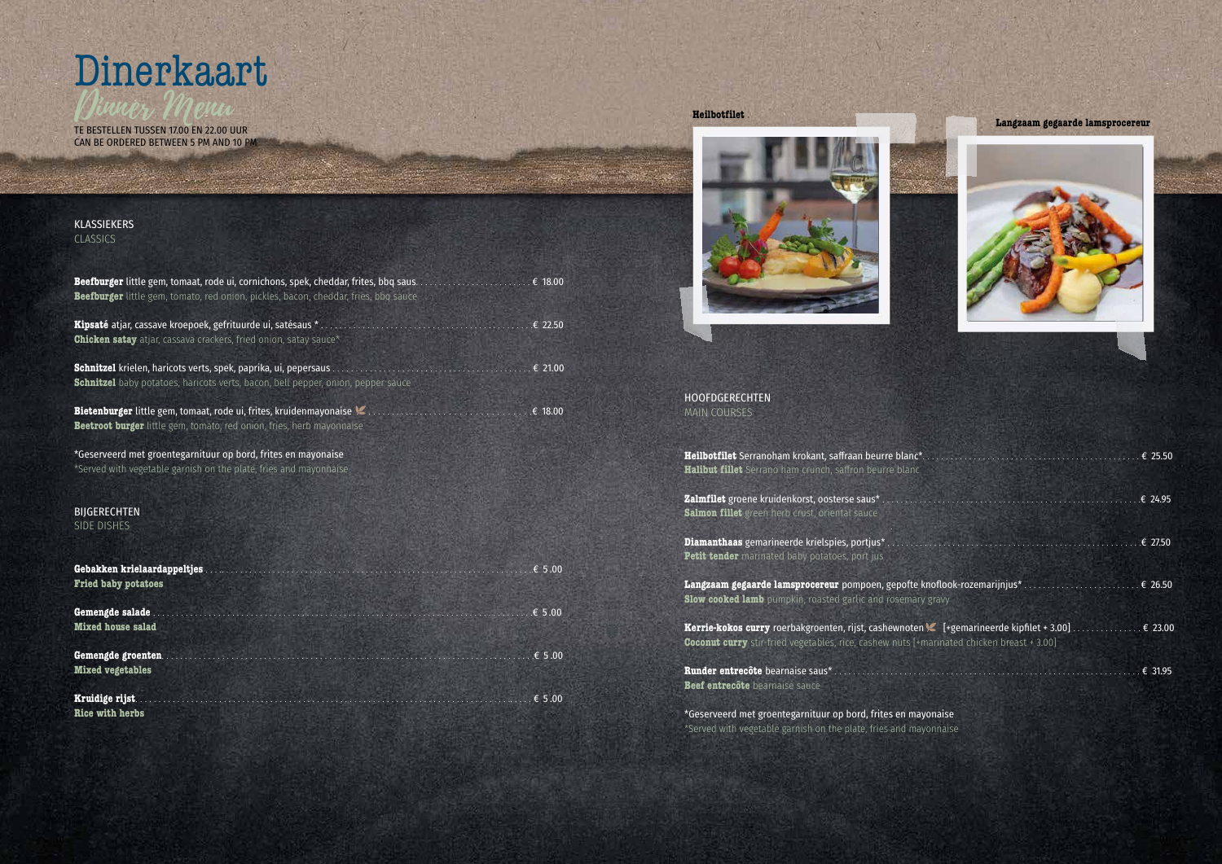# Dinerkaart

*Dinner Menu*

TE BESTELLEN TUSSEN 17.00 EN 22.00 UUR
CAN BE ORDERED BETWEEN 5 PM AND 10 PM

## KLASSIEKERS
CLASSICS

**Beefburger** little gem, tomaat, rode ui, cornichons, spek, cheddar, frites, bbq saus ........ € 18.00
**Beefburger** little gem, tomato, red onion, pickles, bacon, cheddar, fries, bbq sauce

**Kipsaté** atjar, cassave kroepoek, gefrituurde ui, satésaus * ........ € 22.50
**Chicken satay** atjar, cassava crackers, fried onion, satay sauce*

**Schnitzel** krielen, haricots verts, spek, paprika, ui, pepersaus ........ € 21.00
**Schnitzel** baby potatoes, haricots verts, bacon, bell pepper, onion, pepper sauce

**Bietenburger** little gem, tomaat, rode ui, frites, kruidenmayonaise ........ € 18.00
**Beetroot burger** little gem, tomato, red onion, fries, herb mayonnaise

*Geserveerd met groentegarnituur op bord, frites en mayonaise
*Served with vegetable garnish on the plate, fries and mayonnaise

## BIJGERECHTEN
SIDE DISHES

**Gebakken krielaardappeltjes** ........ € 5.00
**Fried baby potatoes**

**Gemengde salade** ........ € 5.00
**Mixed house salad**

**Gemengde groenten** ........ € 5.00
**Mixed vegetables**

**Kruidige rijst** ........ € 5.00
**Rice with herbs**

**Heilbotfilet**

**Langzaam gegaarde lamsprocereur**

## HOOFDGERECHTEN
MAIN COURSES

**Heilbotfilet** Serranoham krokant, saffraan beurre blanc* ........ € 25.50
**Halibut fillet** Serrano ham crunch, saffron beurre blanc

**Zalmfilet** groene kruidenkorst, oosterse saus* ........ € 24.95
**Salmon fillet** green herb crust, oriental sauce

**Diamanthaas** gemarineerde krielspies, portjus* ........ € 27.50
**Petit tender** marinated baby potatoes, port jus

**Langzaam gegaarde lamsprocereur** pompoen, gepofte knoflook-rozemarijnjus* ........ € 26.50
**Slow cooked lamb** pumpkin, roasted garlic and rosemary gravy

**Kerrie-kokos curry** roerbakgroenten, rijst, cashewnoten [+gemarineerde kipfilet + 3.00] ........ € 23.00
**Coconut curry** stir-fried vegetables, rice, cashew nuts [+marinated chicken breast + 3.00]

**Runder entrecôte** bearnaise saus* ........ € 31.95
**Beef entrecôte** bearnaise sauce

*Geserveerd met groentegarnituur op bord, frites en mayonaise
*Served with vegetable garnish on the plate, fries and mayonnaise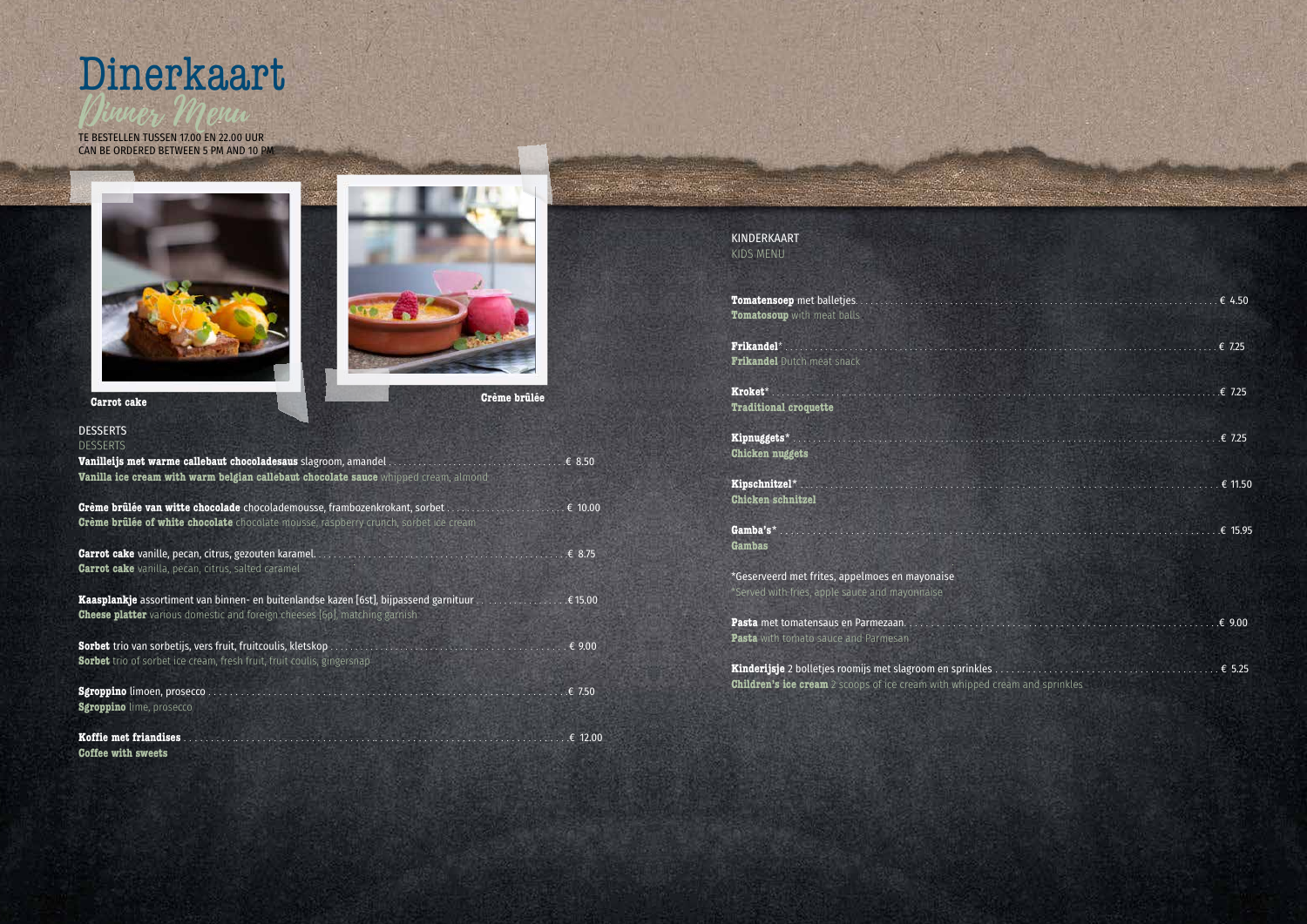# Dinerkaart

## Dinner Menu

TE BESTELLEN TUSSEN 17.00 EN 22.00 UUR
CAN BE ORDERED BETWEEN 5 PM AND 10 PM

Carrot cake

Crème brûlée

## DESSERTS

DESSERTS

**Vanilleijs met warme callebaut chocoladesaus** slagroom, amandel .......... € 8.50
**Vanilla ice cream with warm belgian callebaut chocolate sauce** whipped cream, almond

**Crème brûlée van witte chocolade** chocolademousse, frambozenkrokant, sorbet .......... € 10.00
**Crème brûlée of white chocolate** chocolate mousse, raspberry crunch, sorbet ice cream

**Carrot cake** vanille, pecan, citrus, gezouten karamel. .......... € 8.75
**Carrot cake** vanilla, pecan, citrus, salted caramel

**Kaasplankje** assortiment van binnen- en buitenlandse kazen [6st], bijpassend garnituur .......... €15.00
**Cheese platter** various domestic and foreign cheeses [6p], matching garnish

**Sorbet** trio van sorbetijs, vers fruit, fruitcoulis, kletskop .......... € 9.00
**Sorbet** trio of sorbet ice cream, fresh fruit, fruit coulis, gingersnap

**Sgroppino** limoen, prosecco .......... € 7.50
**Sgroppino** lime, prosecco

**Koffie met friandises** .......... € 12.00
**Coffee with sweets**

## KINDERKAART

KIDS MENU

**Tomatensoep** met balletjes .......... € 4.50
**Tomatosoup** with meat balls

**Frikandel*** .......... € 7.25
**Frikandel** Dutch meat snack

**Kroket*** .......... € 7.25
**Traditional croquette**

**Kipnuggets*** .......... € 7.25
**Chicken nuggets**

**Kipschnitzel*** .......... € 11.50
**Chicken schnitzel**

**Gamba's*** .......... € 15.95
**Gambas**

*Geserveerd met frites, appelmoes en mayonaise
*Served with fries, apple sauce and mayonnaise

**Pasta** met tomatensaus en Parmezaan. .......... € 9.00
**Pasta** with tomato sauce and Parmesan

**Kinderijsje** 2 bolletjes roomijs met slagroom en sprinkles .......... € 5.25
**Children's ice cream** 2 scoops of ice cream with whipped cream and sprinkles